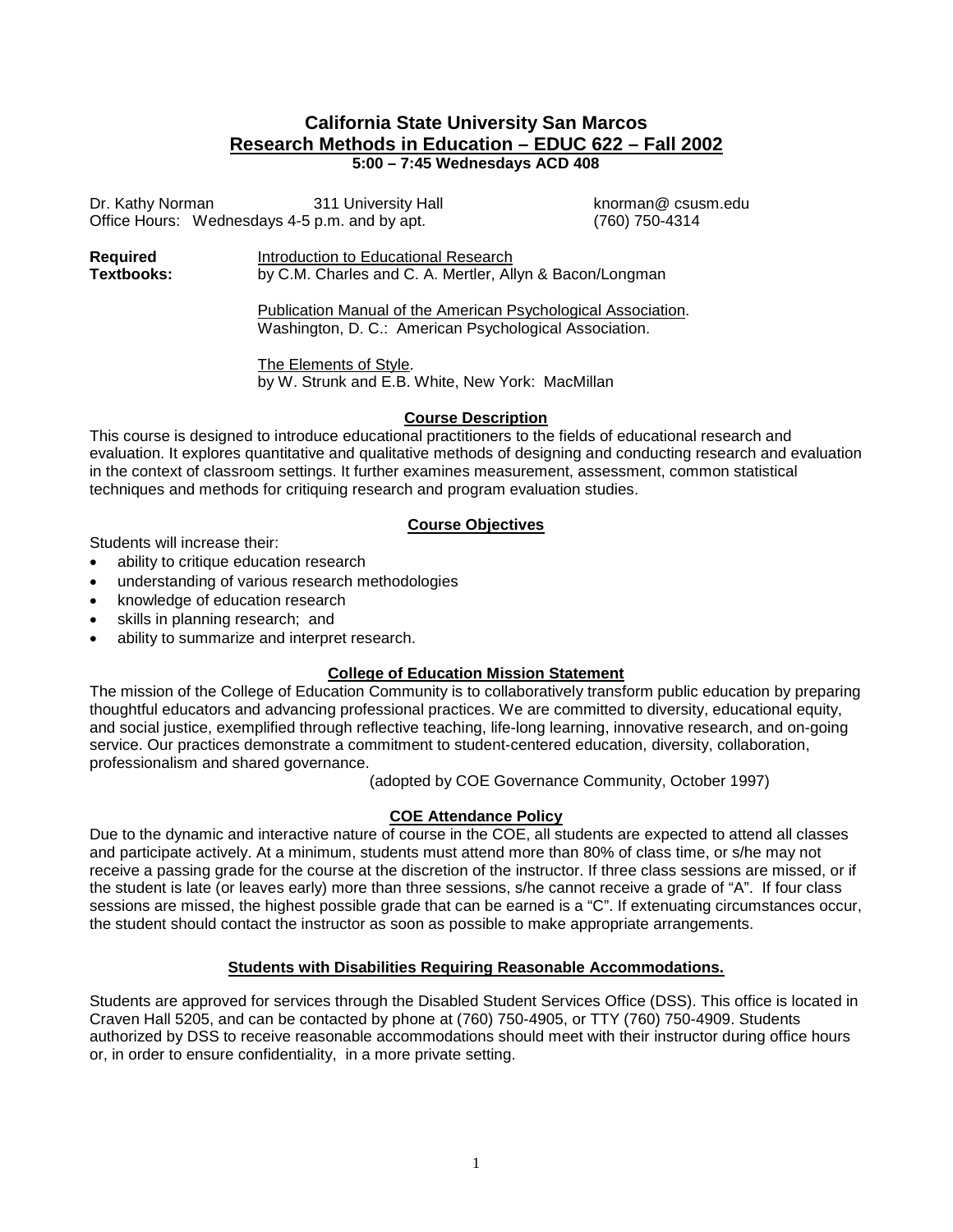# California State University San Marcos

## Research Methods in Education – EDUC 622 – Fall 2002

**5:00 – 7:45 Wednesdays ACD 408**

Dr. Kathy Norman    311 University Hall    knorman@ csusm.edu
Office Hours: Wednesdays 4-5 p.m. and by apt.    (760) 750-4314

**Required Textbooks:**

Introduction to Educational Research
by C.M. Charles and C. A. Mertler, Allyn & Bacon/Longman

Publication Manual of the American Psychological Association.
Washington, D. C.: American Psychological Association.

The Elements of Style.
by W. Strunk and E.B. White, New York: MacMillan

### Course Description

This course is designed to introduce educational practitioners to the fields of educational research and evaluation. It explores quantitative and qualitative methods of designing and conducting research and evaluation in the context of classroom settings. It further examines measurement, assessment, common statistical techniques and methods for critiquing research and program evaluation studies.

### Course Objectives

Students will increase their:

- ability to critique education research
- understanding of various research methodologies
- knowledge of education research
- skills in planning research; and
- ability to summarize and interpret research.

### College of Education Mission Statement

The mission of the College of Education Community is to collaboratively transform public education by preparing thoughtful educators and advancing professional practices. We are committed to diversity, educational equity, and social justice, exemplified through reflective teaching, life-long learning, innovative research, and on-going service. Our practices demonstrate a commitment to student-centered education, diversity, collaboration, professionalism and shared governance.

(adopted by COE Governance Community, October 1997)

### COE Attendance Policy

Due to the dynamic and interactive nature of course in the COE, all students are expected to attend all classes and participate actively. At a minimum, students must attend more than 80% of class time, or s/he may not receive a passing grade for the course at the discretion of the instructor. If three class sessions are missed, or if the student is late (or leaves early) more than three sessions, s/he cannot receive a grade of "A". If four class sessions are missed, the highest possible grade that can be earned is a "C". If extenuating circumstances occur, the student should contact the instructor as soon as possible to make appropriate arrangements.

### Students with Disabilities Requiring Reasonable Accommodations.

Students are approved for services through the Disabled Student Services Office (DSS). This office is located in Craven Hall 5205, and can be contacted by phone at (760) 750-4905, or TTY (760) 750-4909. Students authorized by DSS to receive reasonable accommodations should meet with their instructor during office hours or, in order to ensure confidentiality, in a more private setting.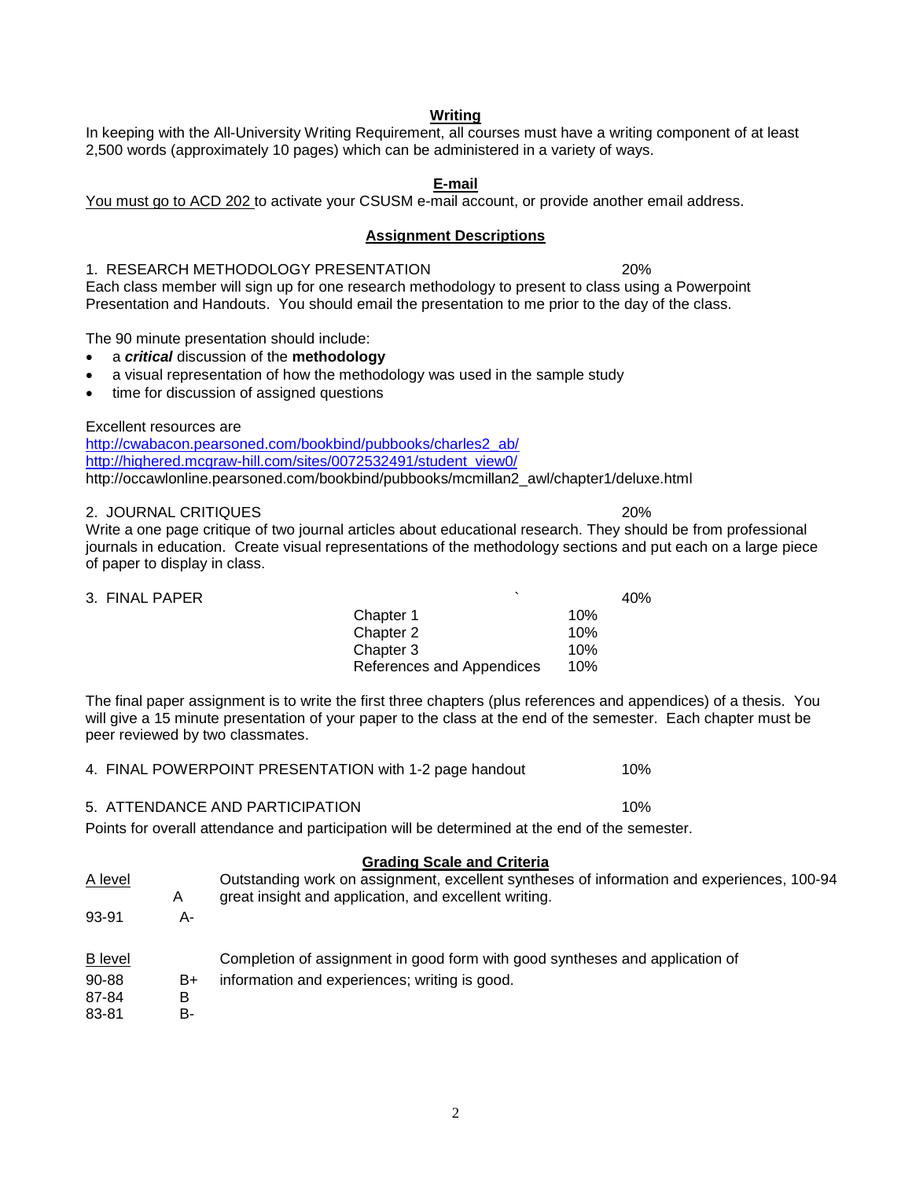## Writing

In keeping with the All-University Writing Requirement, all courses must have a writing component of at least 2,500 words (approximately 10 pages) which can be administered in a variety of ways.

## E-mail

You must go to ACD 202 to activate your CSUSM e-mail account, or provide another email address.

## Assignment Descriptions

1. RESEARCH METHODOLOGY PRESENTATION 20%

Each class member will sign up for one research methodology to present to class using a Powerpoint Presentation and Handouts. You should email the presentation to me prior to the day of the class.

The 90 minute presentation should include:

- a ***critical*** discussion of the **methodology**
- a visual representation of how the methodology was used in the sample study
- time for discussion of assigned questions

Excellent resources are
http://cwabacon.pearsoned.com/bookbind/pubbooks/charles2_ab/
http://highered.mcgraw-hill.com/sites/0072532491/student_view0/
http://occawlonline.pearsoned.com/bookbind/pubbooks/mcmillan2_awl/chapter1/deluxe.html

2. JOURNAL CRITIQUES 20%

Write a one page critique of two journal articles about educational research. They should be from professional journals in education. Create visual representations of the methodology sections and put each on a large piece of paper to display in class.

3. FINAL PAPER 40%

| | |
|---|---|
| Chapter 1 | 10% |
| Chapter 2 | 10% |
| Chapter 3 | 10% |
| References and Appendices | 10% |

The final paper assignment is to write the first three chapters (plus references and appendices) of a thesis. You will give a 15 minute presentation of your paper to the class at the end of the semester. Each chapter must be peer reviewed by two classmates.

4. FINAL POWERPOINT PRESENTATION with 1-2 page handout 10%

5. ATTENDANCE AND PARTICIPATION 10%

Points for overall attendance and participation will be determined at the end of the semester.

## Grading Scale and Criteria

| Level | Grade | Criteria |
|---|---|---|
| A level | | Outstanding work on assignment, excellent syntheses of information and experiences, great insight and application, and excellent writing. |
| 100-94 | A | |
| 93-91 | A- | |
| B level | | Completion of assignment in good form with good syntheses and application of information and experiences; writing is good. |
| 90-88 | B+ | |
| 87-84 | B | |
| 83-81 | B- | |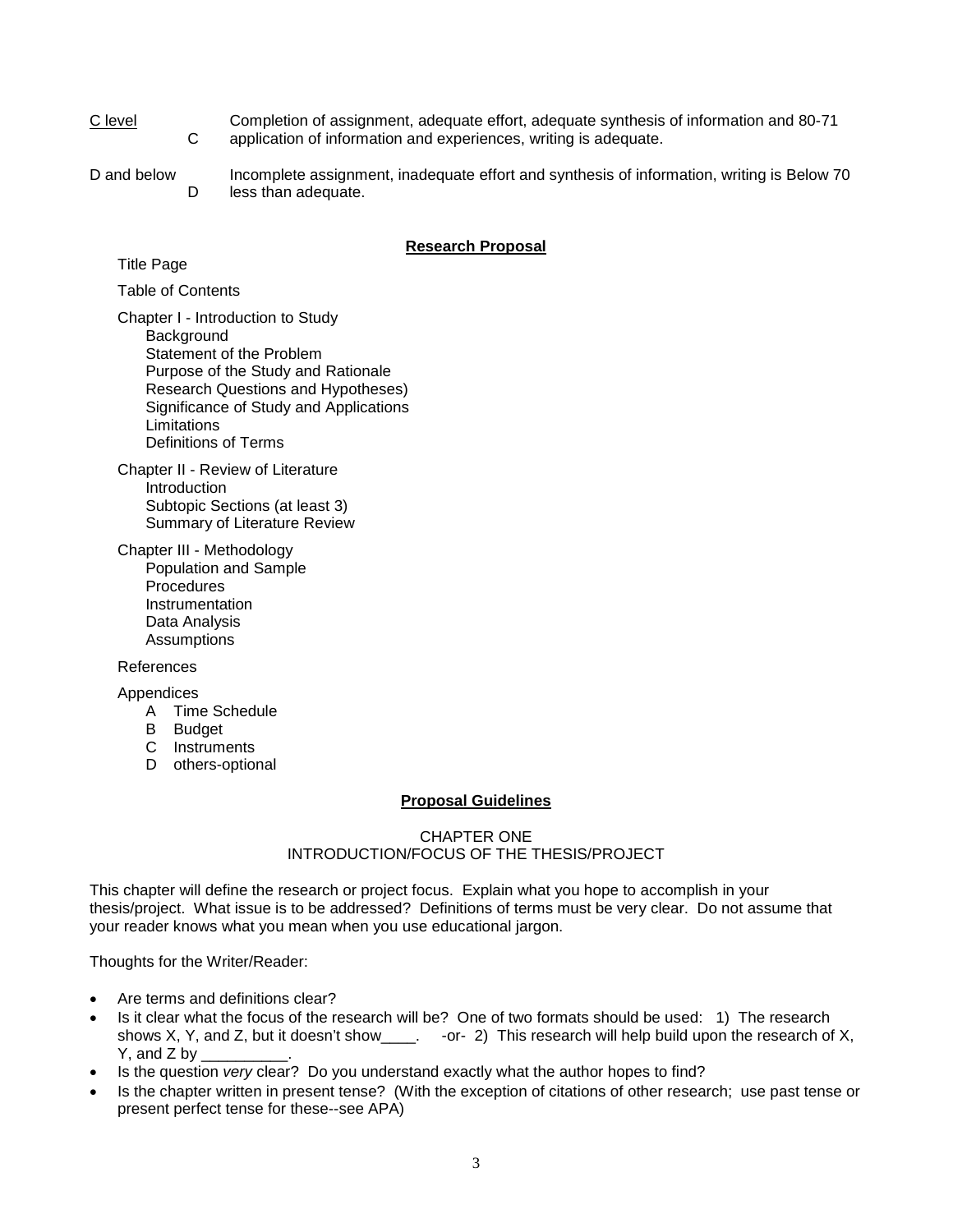| Level | Grade | Description | Points |
|---|---|---|---|
| <u>C level</u> | C | Completion of assignment, adequate effort, adequate synthesis of information and application of information and experiences, writing is adequate. | 80-71 |
| D and below | D | Incomplete assignment, inadequate effort and synthesis of information, writing is less than adequate. | Below 70 |

## **<u>Research Proposal</u>**

Title Page

Table of Contents

Chapter I - Introduction to Study
- Background
- Statement of the Problem
- Purpose of the Study and Rationale
- Research Questions and Hypotheses)
- Significance of Study and Applications
- Limitations
- Definitions of Terms

Chapter II - Review of Literature
- Introduction
- Subtopic Sections (at least 3)
- Summary of Literature Review

Chapter III - Methodology
- Population and Sample
- Procedures
- Instrumentation
- Data Analysis
- Assumptions

References

Appendices
- A Time Schedule
- B Budget
- C Instruments
- D others-optional

## **<u>Proposal Guidelines</u>**

### CHAPTER ONE
### INTRODUCTION/FOCUS OF THE THESIS/PROJECT

This chapter will define the research or project focus. Explain what you hope to accomplish in your thesis/project. What issue is to be addressed? Definitions of terms must be very clear. Do not assume that your reader knows what you mean when you use educational jargon.

Thoughts for the Writer/Reader:

- Are terms and definitions clear?
- Is it clear what the focus of the research will be? One of two formats should be used: 1) The research shows X, Y, and Z, but it doesn't show____. -or- 2) This research will help build upon the research of X, Y, and Z by __________.
- Is the question *very* clear? Do you understand exactly what the author hopes to find?
- Is the chapter written in present tense? (With the exception of citations of other research; use past tense or present perfect tense for these--see APA)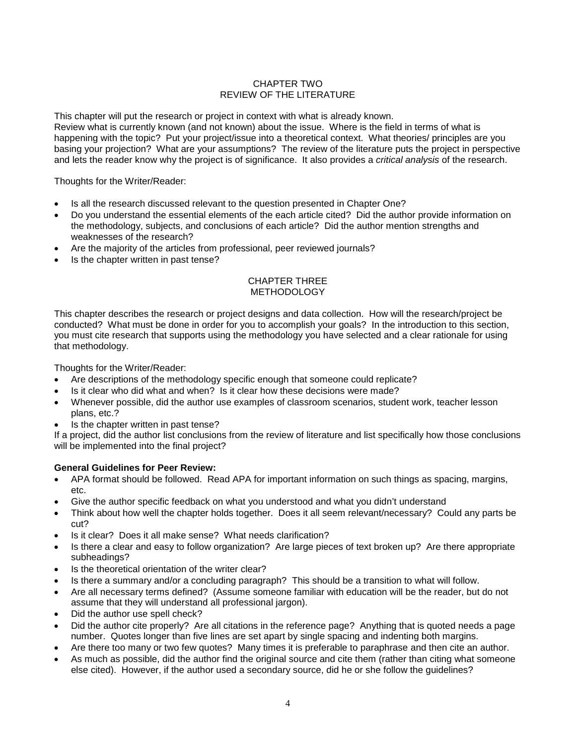## CHAPTER TWO
## REVIEW OF THE LITERATURE

This chapter will put the research or project in context with what is already known.
Review what is currently known (and not known) about the issue. Where is the field in terms of what is happening with the topic? Put your project/issue into a theoretical context. What theories/ principles are you basing your projection? What are your assumptions? The review of the literature puts the project in perspective and lets the reader know why the project is of significance. It also provides a *critical analysis* of the research.

Thoughts for the Writer/Reader:

- Is all the research discussed relevant to the question presented in Chapter One?
- Do you understand the essential elements of the each article cited? Did the author provide information on the methodology, subjects, and conclusions of each article? Did the author mention strengths and weaknesses of the research?
- Are the majority of the articles from professional, peer reviewed journals?
- Is the chapter written in past tense?

## CHAPTER THREE
## METHODOLOGY

This chapter describes the research or project designs and data collection. How will the research/project be conducted? What must be done in order for you to accomplish your goals? In the introduction to this section, you must cite research that supports using the methodology you have selected and a clear rationale for using that methodology.

Thoughts for the Writer/Reader:

- Are descriptions of the methodology specific enough that someone could replicate?
- Is it clear who did what and when? Is it clear how these decisions were made?
- Whenever possible, did the author use examples of classroom scenarios, student work, teacher lesson plans, etc.?
- Is the chapter written in past tense?

If a project, did the author list conclusions from the review of literature and list specifically how those conclusions will be implemented into the final project?

**General Guidelines for Peer Review:**

- APA format should be followed. Read APA for important information on such things as spacing, margins, etc.
- Give the author specific feedback on what you understood and what you didn't understand
- Think about how well the chapter holds together. Does it all seem relevant/necessary? Could any parts be cut?
- Is it clear? Does it all make sense? What needs clarification?
- Is there a clear and easy to follow organization? Are large pieces of text broken up? Are there appropriate subheadings?
- Is the theoretical orientation of the writer clear?
- Is there a summary and/or a concluding paragraph? This should be a transition to what will follow.
- Are all necessary terms defined? (Assume someone familiar with education will be the reader, but do not assume that they will understand all professional jargon).
- Did the author use spell check?
- Did the author cite properly? Are all citations in the reference page? Anything that is quoted needs a page number. Quotes longer than five lines are set apart by single spacing and indenting both margins.
- Are there too many or two few quotes? Many times it is preferable to paraphrase and then cite an author.
- As much as possible, did the author find the original source and cite them (rather than citing what someone else cited). However, if the author used a secondary source, did he or she follow the guidelines?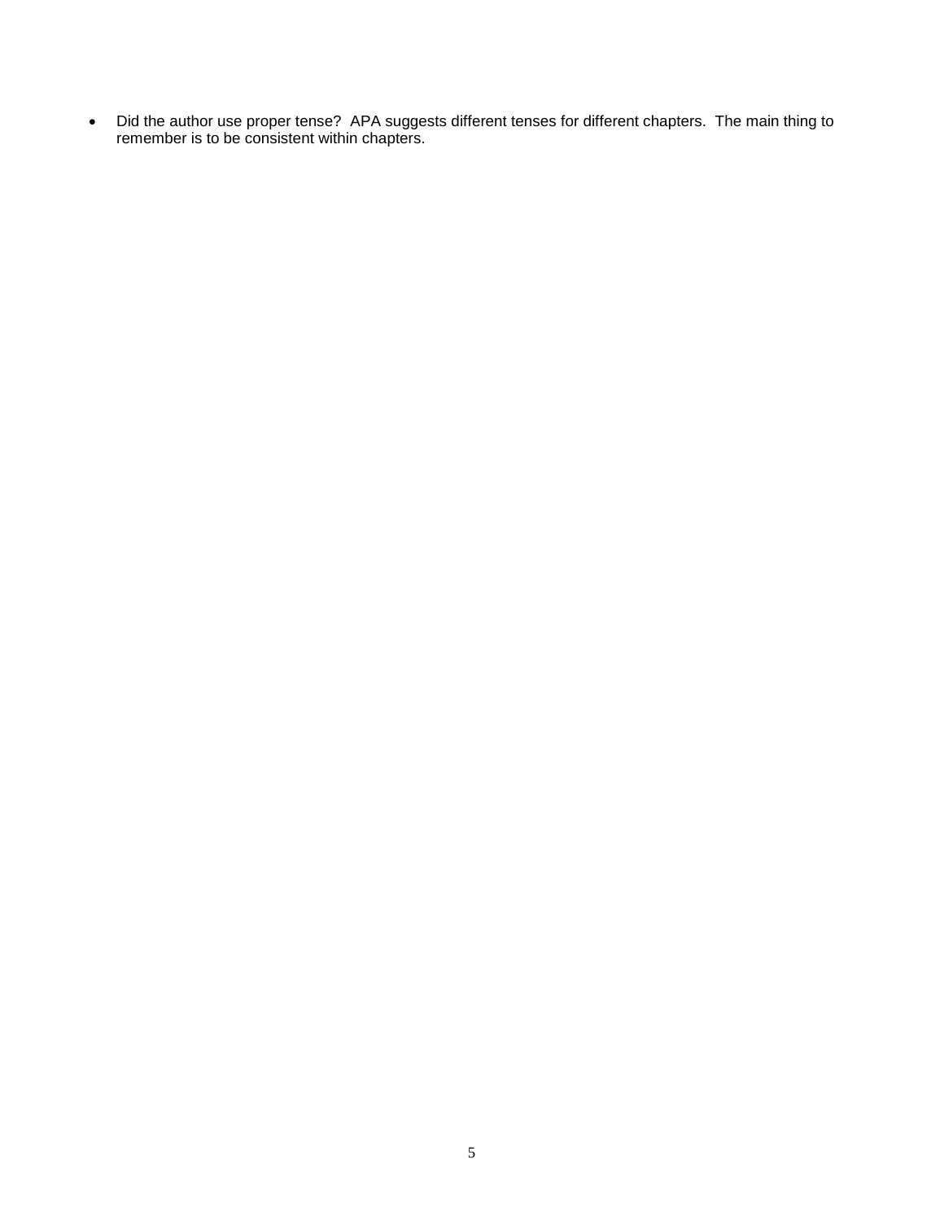- Did the author use proper tense?  APA suggests different tenses for different chapters.  The main thing to remember is to be consistent within chapters.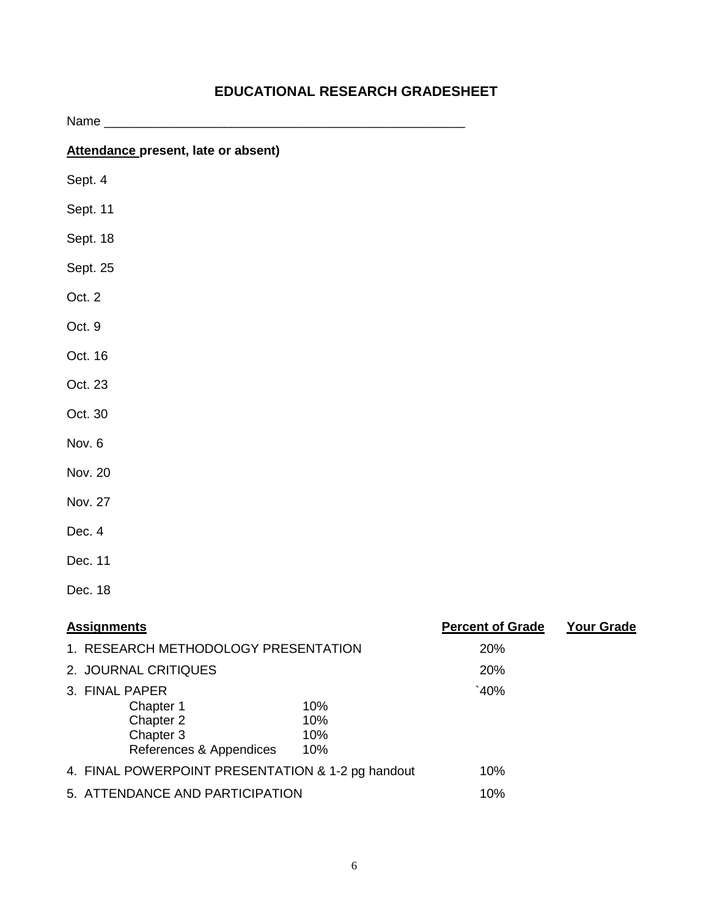# EDUCATIONAL RESEARCH GRADESHEET

Name ____________________________________________________

**Attendance present, late or absent)**

Sept. 4

Sept. 11

Sept. 18

Sept. 25

Oct. 2

Oct. 9

Oct. 16

Oct. 23

Oct. 30

Nov. 6

Nov. 20

Nov. 27

Dec. 4

Dec. 11

Dec. 18

| **Assignments** | | **Percent of Grade** | **Your Grade** |
|---|---|---|---|
| 1. RESEARCH METHODOLOGY PRESENTATION | | 20% | |
| 2. JOURNAL CRITIQUES | | 20% | |
| 3. FINAL PAPER | | `40% | |
| Chapter 1 | 10% | | |
| Chapter 2 | 10% | | |
| Chapter 3 | 10% | | |
| References & Appendices | 10% | | |
| 4. FINAL POWERPOINT PRESENTATION & 1-2 pg handout | | 10% | |
| 5. ATTENDANCE AND PARTICIPATION | | 10% | |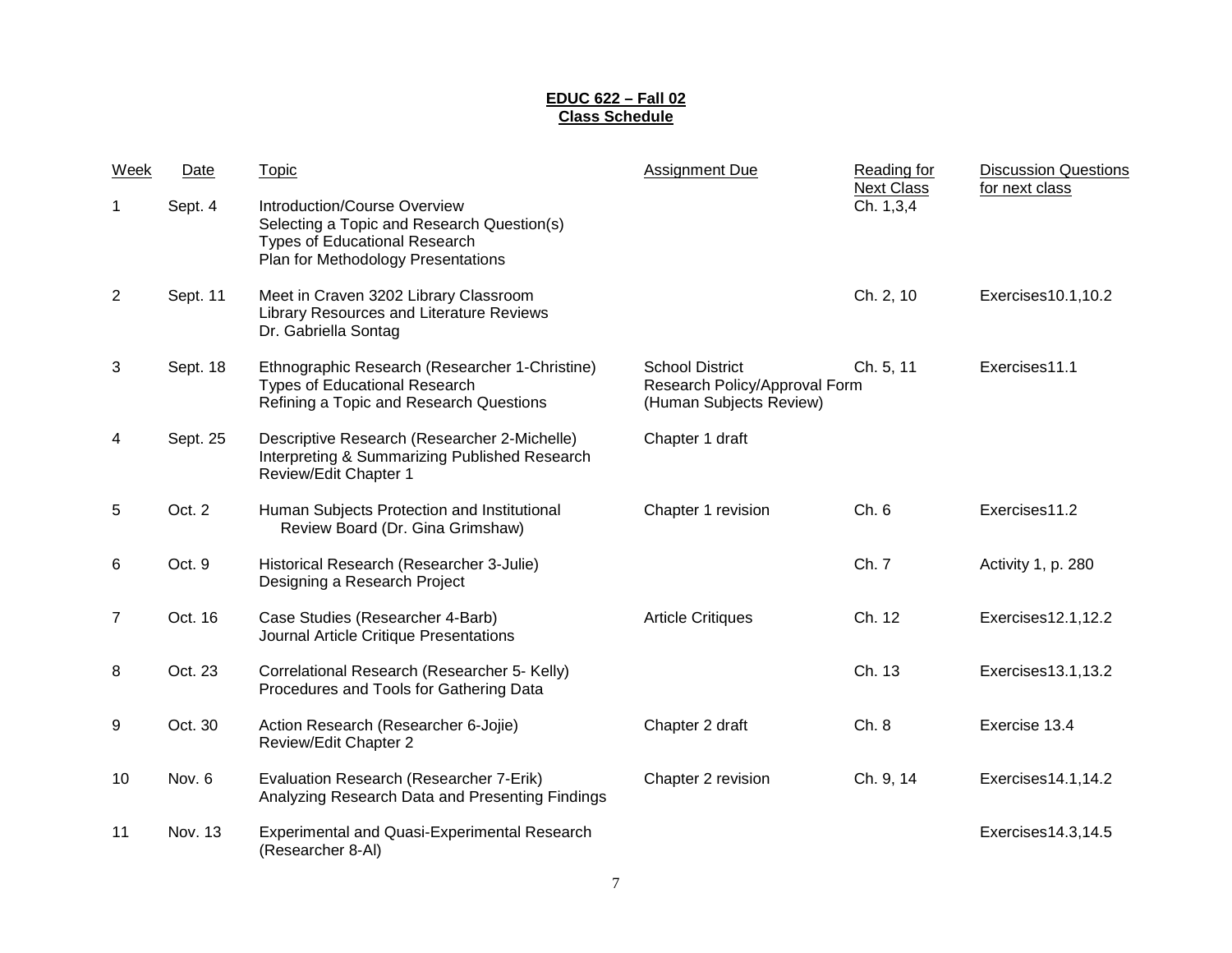**EDUC 622 – Fall 02**
**Class Schedule**

| Week | Date | Topic | Assignment Due | Reading for Next Class | Discussion Questions for next class |
|---|---|---|---|---|---|
| 1 | Sept. 4 | Introduction/Course Overview<br>Selecting a Topic and Research Question(s)<br>Types of Educational Research<br>Plan for Methodology Presentations | | Ch. 1,3,4 | |
| 2 | Sept. 11 | Meet in Craven 3202 Library Classroom<br>Library Resources and Literature Reviews<br>Dr. Gabriella Sontag | | Ch. 2, 10 | Exercises10.1,10.2 |
| 3 | Sept. 18 | Ethnographic Research (Researcher 1-Christine)<br>Types of Educational Research<br>Refining a Topic and Research Questions | School District Research Policy/Approval Form (Human Subjects Review) | Ch. 5, 11 | Exercises11.1 |
| 4 | Sept. 25 | Descriptive Research (Researcher 2-Michelle)<br>Interpreting & Summarizing Published Research<br>Review/Edit Chapter 1 | Chapter 1 draft | | |
| 5 | Oct. 2 | Human Subjects Protection and Institutional Review Board (Dr. Gina Grimshaw) | Chapter 1 revision | Ch. 6 | Exercises11.2 |
| 6 | Oct. 9 | Historical Research (Researcher 3-Julie)<br>Designing a Research Project | | Ch. 7 | Activity 1, p. 280 |
| 7 | Oct. 16 | Case Studies (Researcher 4-Barb)<br>Journal Article Critique Presentations | Article Critiques | Ch. 12 | Exercises12.1,12.2 |
| 8 | Oct. 23 | Correlational Research (Researcher 5- Kelly)<br>Procedures and Tools for Gathering Data | | Ch. 13 | Exercises13.1,13.2 |
| 9 | Oct. 30 | Action Research (Researcher 6-Jojie)<br>Review/Edit Chapter 2 | Chapter 2 draft | Ch. 8 | Exercise 13.4 |
| 10 | Nov. 6 | Evaluation Research (Researcher 7-Erik)<br>Analyzing Research Data and Presenting Findings | Chapter 2 revision | Ch. 9, 14 | Exercises14.1,14.2 |
| 11 | Nov. 13 | Experimental and Quasi-Experimental Research (Researcher 8-Al) | | | Exercises14.3,14.5 |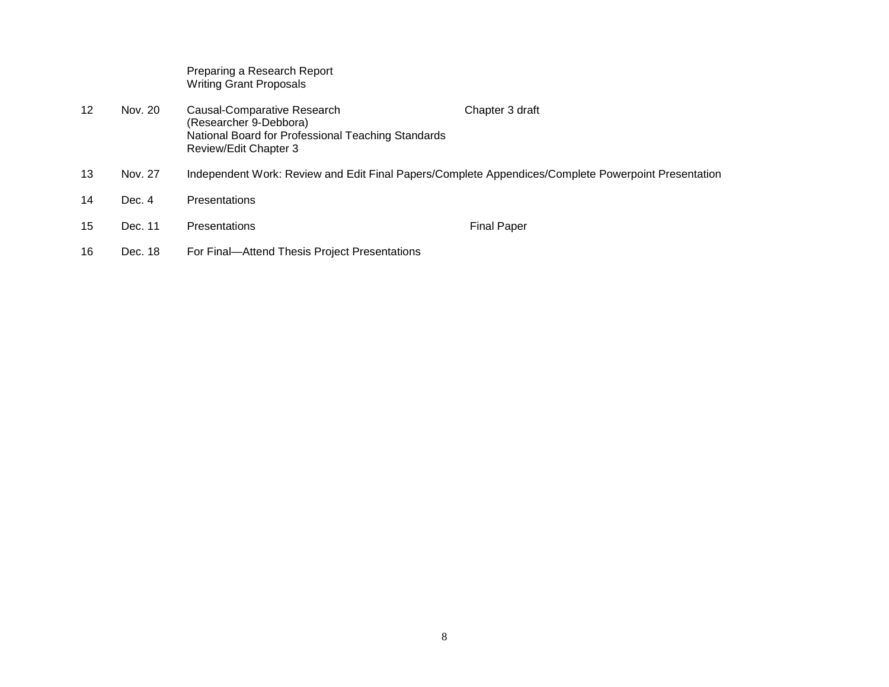| | | | |
|---|---|---|---|
| | | Preparing a Research Report<br>Writing Grant Proposals | |
| 12 | Nov. 20 | Causal-Comparative Research<br>(Researcher 9-Debbora)<br>National Board for Professional Teaching Standards<br>Review/Edit Chapter 3 | Chapter 3 draft |
| 13 | Nov. 27 | Independent Work: Review and Edit Final Papers/Complete Appendices/Complete Powerpoint Presentation | |
| 14 | Dec. 4 | Presentations | |
| 15 | Dec. 11 | Presentations | Final Paper |
| 16 | Dec. 18 | For Final—Attend Thesis Project Presentations | |